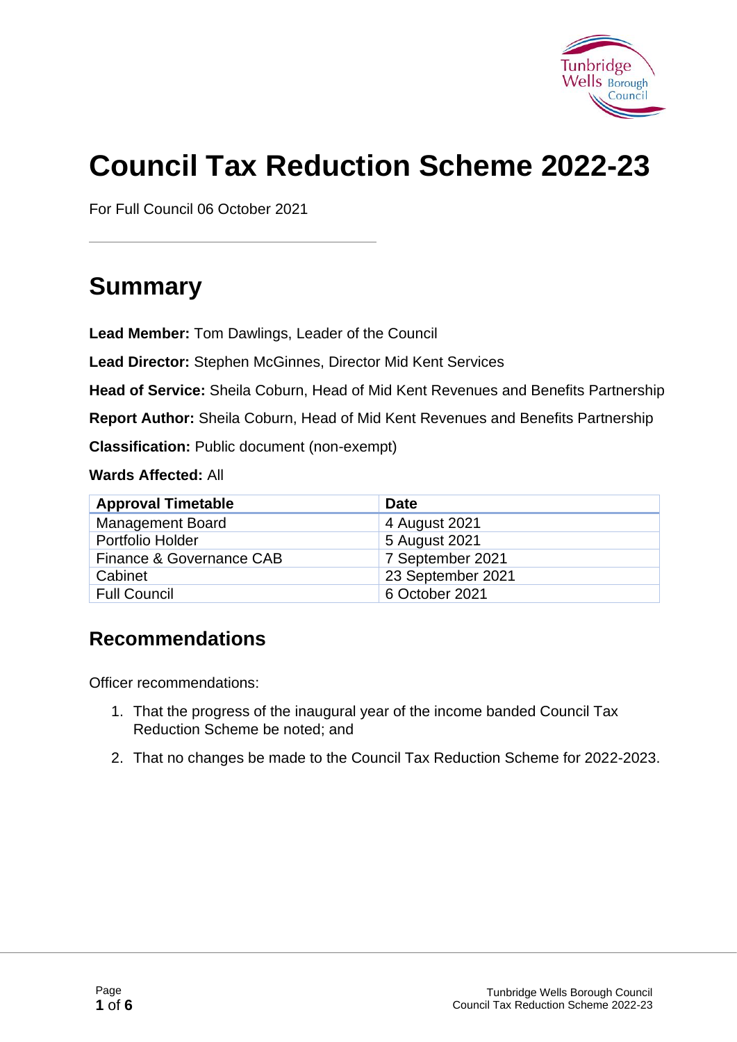# Council Tax Reduction Scheme 2022-23

For Full Council 06 October 2021

## Summary

**Lead Member:** Tom Dawlings, Leader of the Council

**Lead Director:** Stephen McGinnes, Director Mid Kent Services

**Head of Service:** Sheila Coburn, Head of Mid Kent Revenues and Benefits Partnership

**Report Author:** Sheila Coburn, Head of Mid Kent Revenues and Benefits Partnership

**Classification:** Public document (non-exempt)

**Wards Affected:** All

| Approval Timetable | Date |
| --- | --- |
| Management Board | 4 August 2021 |
| Portfolio Holder | 5 August 2021 |
| Finance & Governance CAB | 7 September 2021 |
| Cabinet | 23 September 2021 |
| Full Council | 6 October 2021 |

## Recommendations

Officer recommendations:

1. That the progress of the inaugural year of the income banded Council Tax Reduction Scheme be noted; and
2. That no changes be made to the Council Tax Reduction Scheme for 2022-2023.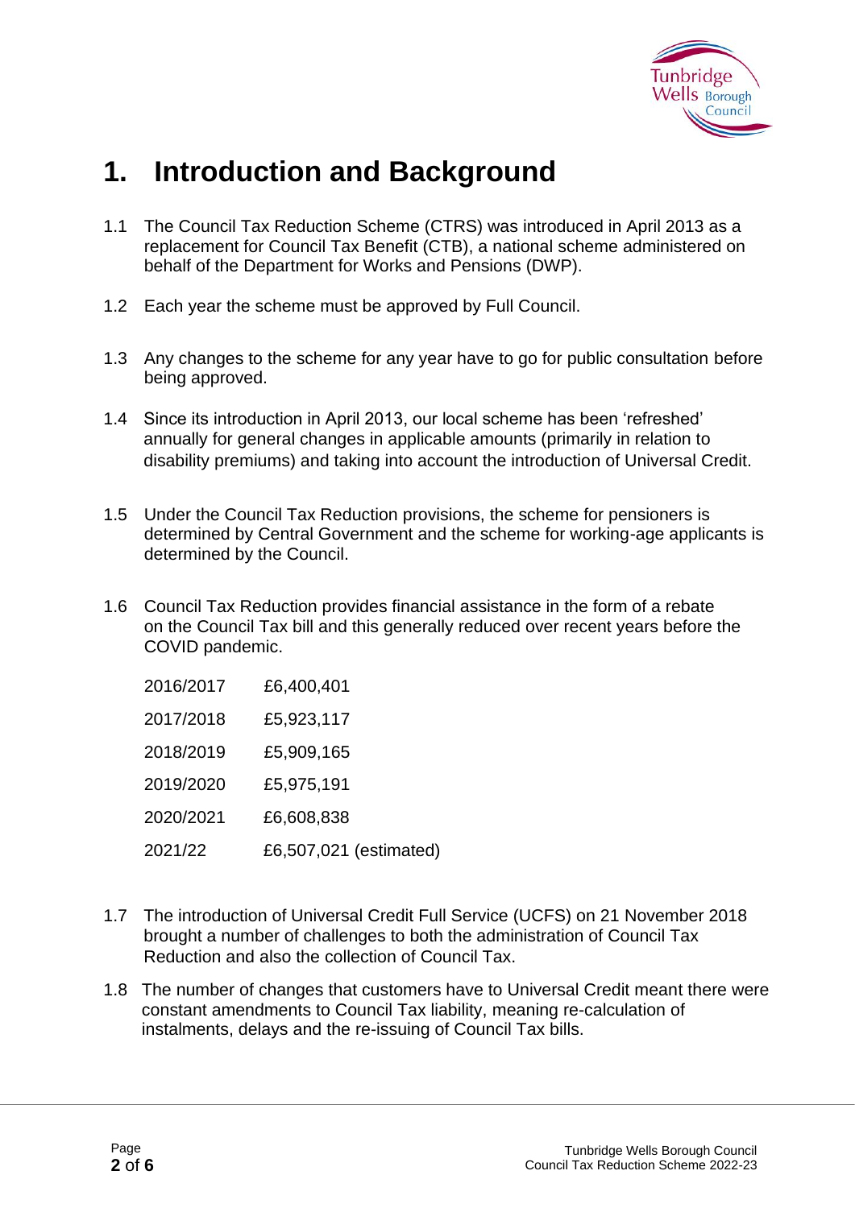# 1. Introduction and Background

1.1 The Council Tax Reduction Scheme (CTRS) was introduced in April 2013 as a replacement for Council Tax Benefit (CTB), a national scheme administered on behalf of the Department for Works and Pensions (DWP).

1.2 Each year the scheme must be approved by Full Council.

1.3 Any changes to the scheme for any year have to go for public consultation before being approved.

1.4 Since its introduction in April 2013, our local scheme has been 'refreshed' annually for general changes in applicable amounts (primarily in relation to disability premiums) and taking into account the introduction of Universal Credit.

1.5 Under the Council Tax Reduction provisions, the scheme for pensioners is determined by Central Government and the scheme for working-age applicants is determined by the Council.

1.6 Council Tax Reduction provides financial assistance in the form of a rebate on the Council Tax bill and this generally reduced over recent years before the COVID pandemic.

| | |
|---|---|
| 2016/2017 | £6,400,401 |
| 2017/2018 | £5,923,117 |
| 2018/2019 | £5,909,165 |
| 2019/2020 | £5,975,191 |
| 2020/2021 | £6,608,838 |
| 2021/22 | £6,507,021 (estimated) |

1.7 The introduction of Universal Credit Full Service (UCFS) on 21 November 2018 brought a number of challenges to both the administration of Council Tax Reduction and also the collection of Council Tax.

1.8 The number of changes that customers have to Universal Credit meant there were constant amendments to Council Tax liability, meaning re-calculation of instalments, delays and the re-issuing of Council Tax bills.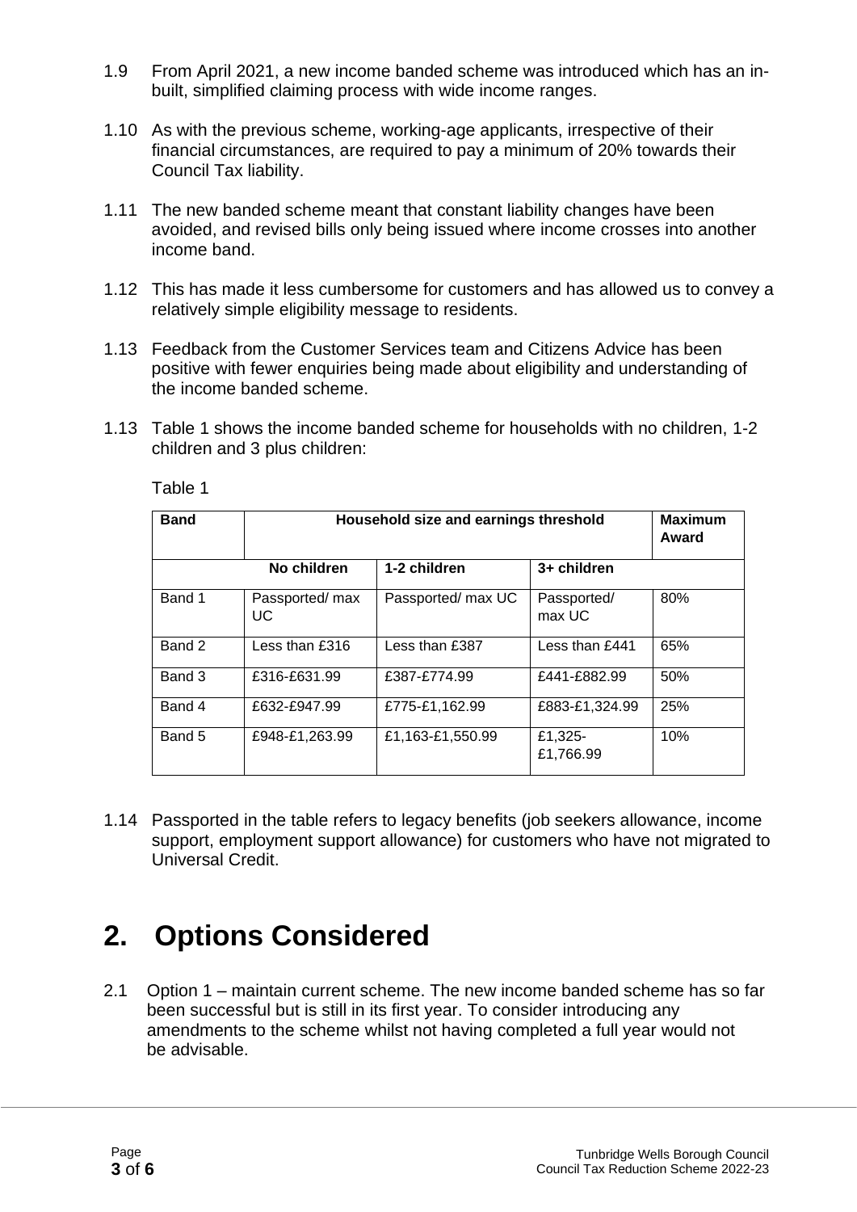1.9 From April 2021, a new income banded scheme was introduced which has an in-built, simplified claiming process with wide income ranges.

1.10 As with the previous scheme, working-age applicants, irrespective of their financial circumstances, are required to pay a minimum of 20% towards their Council Tax liability.

1.11 The new banded scheme meant that constant liability changes have been avoided, and revised bills only being issued where income crosses into another income band.

1.12 This has made it less cumbersome for customers and has allowed us to convey a relatively simple eligibility message to residents.

1.13 Feedback from the Customer Services team and Citizens Advice has been positive with fewer enquiries being made about eligibility and understanding of the income banded scheme.

1.13 Table 1 shows the income banded scheme for households with no children, 1-2 children and 3 plus children:

Table 1

| Band | Household size and earnings threshold | | | Maximum Award |
|---|---|---|---|---|
| | No children | 1-2 children | 3+ children | |
| Band 1 | Passported/ max UC | Passported/ max UC | Passported/ max UC | 80% |
| Band 2 | Less than £316 | Less than £387 | Less than £441 | 65% |
| Band 3 | £316-£631.99 | £387-£774.99 | £441-£882.99 | 50% |
| Band 4 | £632-£947.99 | £775-£1,162.99 | £883-£1,324.99 | 25% |
| Band 5 | £948-£1,263.99 | £1,163-£1,550.99 | £1,325-£1,766.99 | 10% |

1.14 Passported in the table refers to legacy benefits (job seekers allowance, income support, employment support allowance) for customers who have not migrated to Universal Credit.

# 2. Options Considered

2.1 Option 1 – maintain current scheme. The new income banded scheme has so far been successful but is still in its first year. To consider introducing any amendments to the scheme whilst not having completed a full year would not be advisable.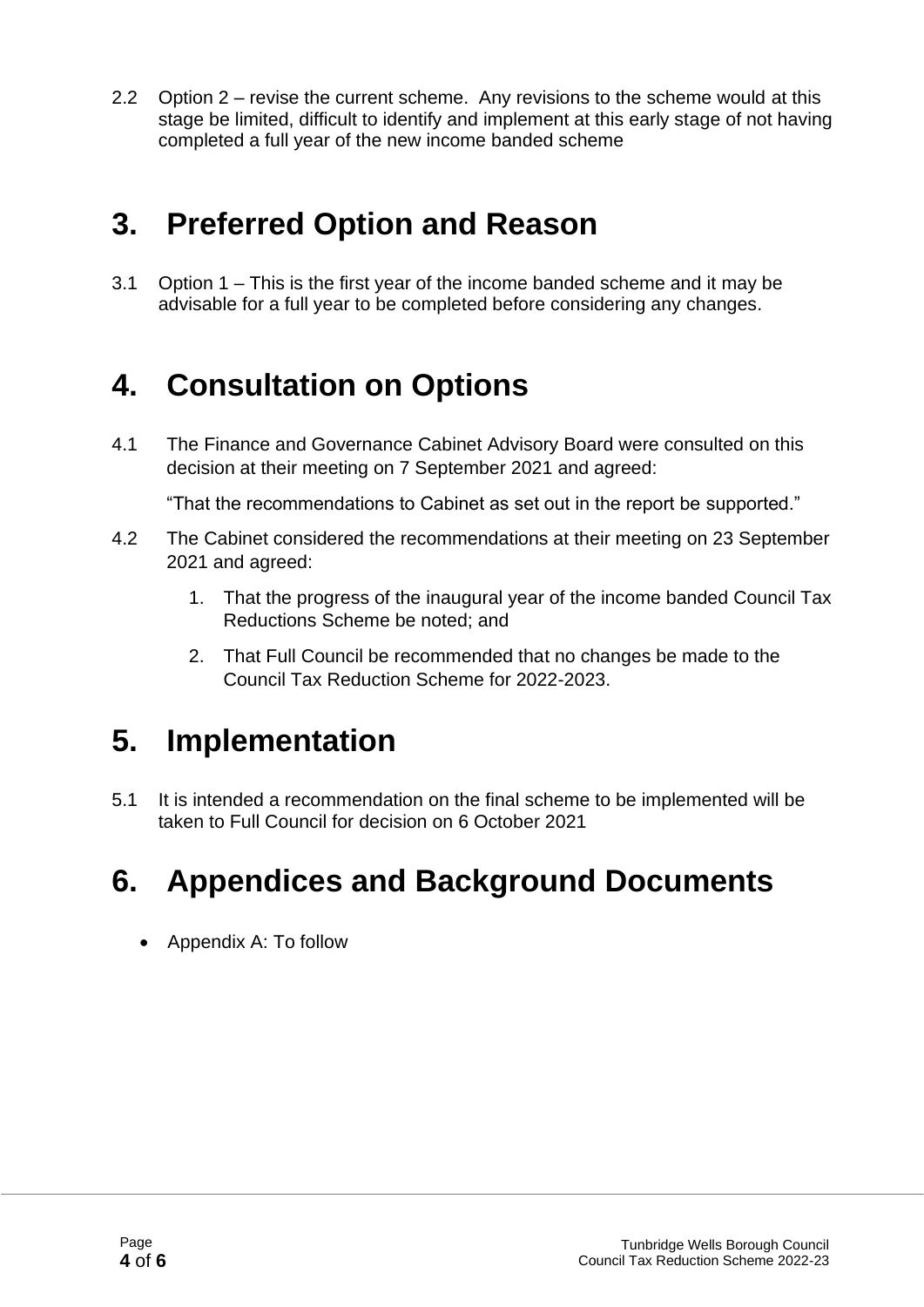2.2 Option 2 – revise the current scheme. Any revisions to the scheme would at this stage be limited, difficult to identify and implement at this early stage of not having completed a full year of the new income banded scheme

# 3. Preferred Option and Reason

3.1 Option 1 – This is the first year of the income banded scheme and it may be advisable for a full year to be completed before considering any changes.

# 4. Consultation on Options

4.1 The Finance and Governance Cabinet Advisory Board were consulted on this decision at their meeting on 7 September 2021 and agreed:

"That the recommendations to Cabinet as set out in the report be supported."

4.2 The Cabinet considered the recommendations at their meeting on 23 September 2021 and agreed:

1. That the progress of the inaugural year of the income banded Council Tax Reductions Scheme be noted; and
2. That Full Council be recommended that no changes be made to the Council Tax Reduction Scheme for 2022-2023.

# 5. Implementation

5.1 It is intended a recommendation on the final scheme to be implemented will be taken to Full Council for decision on 6 October 2021

# 6. Appendices and Background Documents

- Appendix A: To follow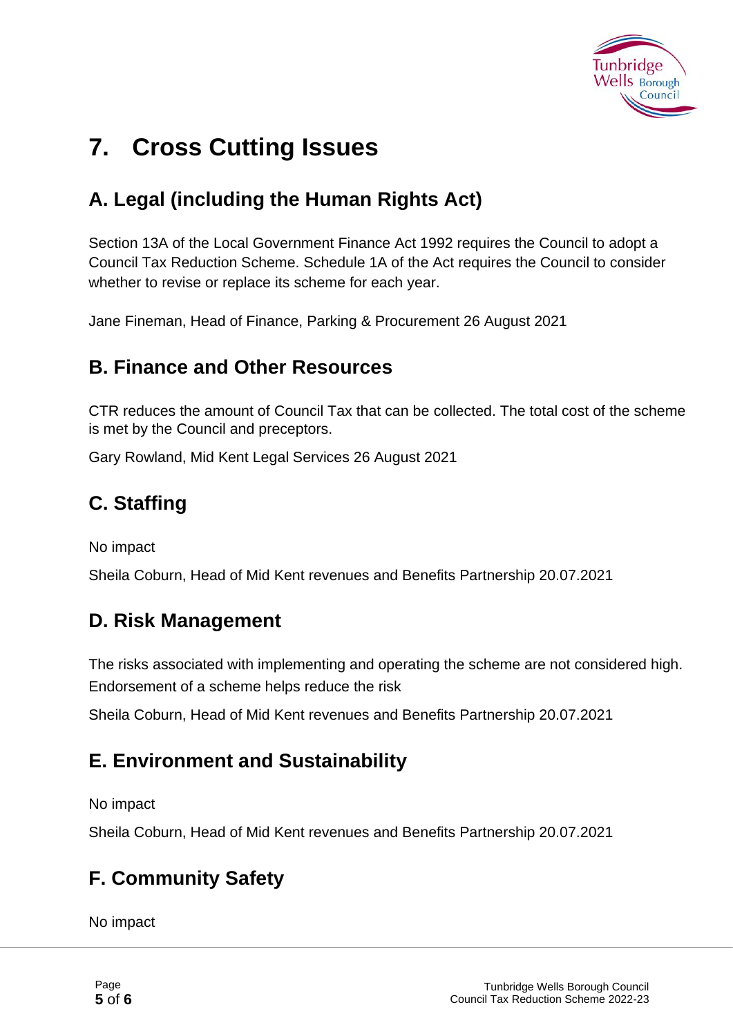# 7. Cross Cutting Issues

## A. Legal (including the Human Rights Act)

Section 13A of the Local Government Finance Act 1992 requires the Council to adopt a Council Tax Reduction Scheme. Schedule 1A of the Act requires the Council to consider whether to revise or replace its scheme for each year.

Jane Fineman, Head of Finance, Parking & Procurement 26 August 2021

## B. Finance and Other Resources

CTR reduces the amount of Council Tax that can be collected. The total cost of the scheme is met by the Council and preceptors.

Gary Rowland, Mid Kent Legal Services 26 August 2021

## C. Staffing

No impact

Sheila Coburn, Head of Mid Kent revenues and Benefits Partnership 20.07.2021

## D. Risk Management

The risks associated with implementing and operating the scheme are not considered high. Endorsement of a scheme helps reduce the risk

Sheila Coburn, Head of Mid Kent revenues and Benefits Partnership 20.07.2021

## E. Environment and Sustainability

No impact

Sheila Coburn, Head of Mid Kent revenues and Benefits Partnership 20.07.2021

## F. Community Safety

No impact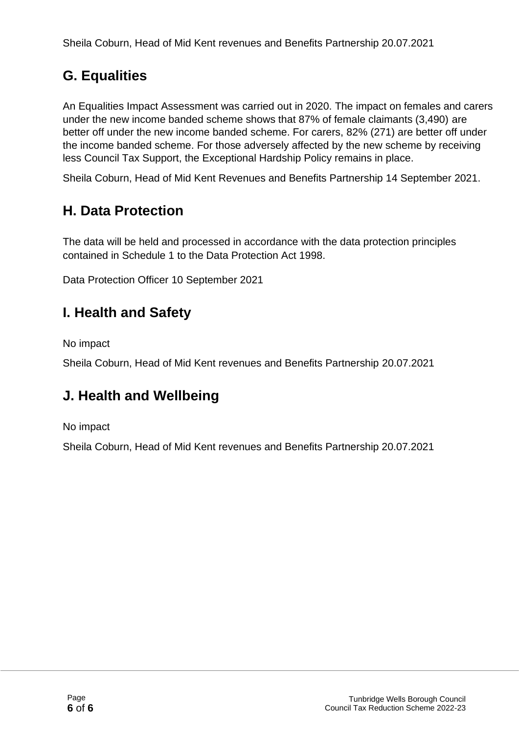Sheila Coburn, Head of Mid Kent revenues and Benefits Partnership 20.07.2021

## G. Equalities

An Equalities Impact Assessment was carried out in 2020. The impact on females and carers under the new income banded scheme shows that 87% of female claimants (3,490) are better off under the new income banded scheme. For carers, 82% (271) are better off under the income banded scheme. For those adversely affected by the new scheme by receiving less Council Tax Support, the Exceptional Hardship Policy remains in place.

Sheila Coburn, Head of Mid Kent Revenues and Benefits Partnership 14 September 2021.

## H. Data Protection

The data will be held and processed in accordance with the data protection principles contained in Schedule 1 to the Data Protection Act 1998.

Data Protection Officer 10 September 2021

## I. Health and Safety

No impact

Sheila Coburn, Head of Mid Kent revenues and Benefits Partnership 20.07.2021

## J. Health and Wellbeing

No impact

Sheila Coburn, Head of Mid Kent revenues and Benefits Partnership 20.07.2021